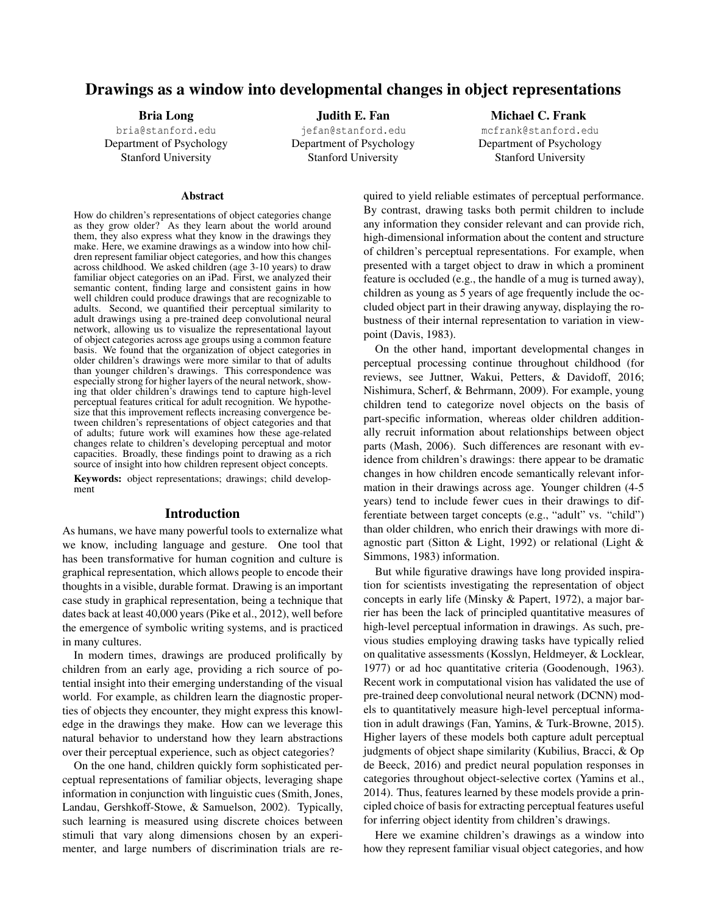# Drawings as a window into developmental changes in object representations

**Bria Long**
bria@stanford.edu
Department of Psychology
Stanford University

**Judith E. Fan**
jefan@stanford.edu
Department of Psychology
Stanford University

**Michael C. Frank**
mcfrank@stanford.edu
Department of Psychology
Stanford University

## Abstract

How do children's representations of object categories change as they grow older? As they learn about the world around them, they also express what they know in the drawings they make. Here, we examine drawings as a window into how children represent familiar object categories, and how this changes across childhood. We asked children (age 3-10 years) to draw familiar object categories on an iPad. First, we analyzed their semantic content, finding large and consistent gains in how well children could produce drawings that are recognizable to adults. Second, we quantified their perceptual similarity to adult drawings using a pre-trained deep convolutional neural network, allowing us to visualize the representational layout of object categories across age groups using a common feature basis. We found that the organization of object categories in older children's drawings were more similar to that of adults than younger children's drawings. This correspondence was especially strong for higher layers of the neural network, showing that older children's drawings tend to capture high-level perceptual features critical for adult recognition. We hypothesize that this improvement reflects increasing convergence between children's representations of object categories and that of adults; future work will examines how these age-related changes relate to children's developing perceptual and motor capacities. Broadly, these findings point to drawing as a rich source of insight into how children represent object concepts.

**Keywords:** object representations; drawings; child development

## Introduction

As humans, we have many powerful tools to externalize what we know, including language and gesture. One tool that has been transformative for human cognition and culture is graphical representation, which allows people to encode their thoughts in a visible, durable format. Drawing is an important case study in graphical representation, being a technique that dates back at least 40,000 years (Pike et al., 2012), well before the emergence of symbolic writing systems, and is practiced in many cultures.

In modern times, drawings are produced prolifically by children from an early age, providing a rich source of potential insight into their emerging understanding of the visual world. For example, as children learn the diagnostic properties of objects they encounter, they might express this knowledge in the drawings they make. How can we leverage this natural behavior to understand how they learn abstractions over their perceptual experience, such as object categories?

On the one hand, children quickly form sophisticated perceptual representations of familiar objects, leveraging shape information in conjunction with linguistic cues (Smith, Jones, Landau, Gershkoff-Stowe, & Samuelson, 2002). Typically, such learning is measured using discrete choices between stimuli that vary along dimensions chosen by an experimenter, and large numbers of discrimination trials are required to yield reliable estimates of perceptual performance. By contrast, drawing tasks both permit children to include any information they consider relevant and can provide rich, high-dimensional information about the content and structure of children's perceptual representations. For example, when presented with a target object to draw in which a prominent feature is occluded (e.g., the handle of a mug is turned away), children as young as 5 years of age frequently include the occluded object part in their drawing anyway, displaying the robustness of their internal representation to variation in viewpoint (Davis, 1983).

On the other hand, important developmental changes in perceptual processing continue throughout childhood (for reviews, see Juttner, Wakui, Petters, & Davidoff, 2016; Nishimura, Scherf, & Behrmann, 2009). For example, young children tend to categorize novel objects on the basis of part-specific information, whereas older children additionally recruit information about relationships between object parts (Mash, 2006). Such differences are resonant with evidence from children's drawings: there appear to be dramatic changes in how children encode semantically relevant information in their drawings across age. Younger children (4-5 years) tend to include fewer cues in their drawings to differentiate between target concepts (e.g., "adult" vs. "child") than older children, who enrich their drawings with more diagnostic part (Sitton & Light, 1992) or relational (Light & Simmons, 1983) information.

But while figurative drawings have long provided inspiration for scientists investigating the representation of object concepts in early life (Minsky & Papert, 1972), a major barrier has been the lack of principled quantitative measures of high-level perceptual information in drawings. As such, previous studies employing drawing tasks have typically relied on qualitative assessments (Kosslyn, Heldmeyer, & Locklear, 1977) or ad hoc quantitative criteria (Goodenough, 1963). Recent work in computational vision has validated the use of pre-trained deep convolutional neural network (DCNN) models to quantitatively measure high-level perceptual information in adult drawings (Fan, Yamins, & Turk-Browne, 2015). Higher layers of these models both capture adult perceptual judgments of object shape similarity (Kubilius, Bracci, & Op de Beeck, 2016) and predict neural population responses in categories throughout object-selective cortex (Yamins et al., 2014). Thus, features learned by these models provide a principled choice of basis for extracting perceptual features useful for inferring object identity from children's drawings.

Here we examine children's drawings as a window into how they represent familiar visual object categories, and how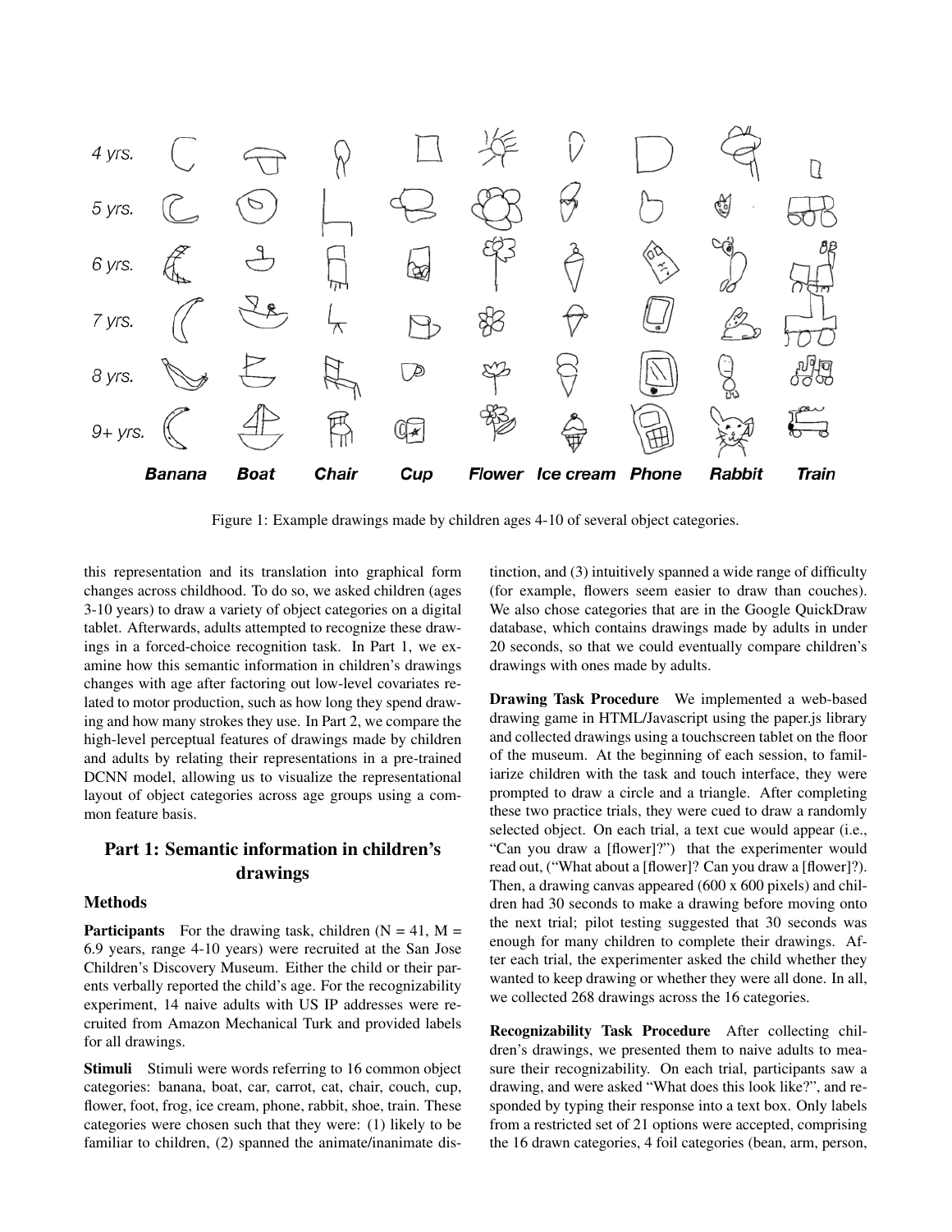4 yrs.
5 yrs.
6 yrs.
7 yrs.
8 yrs.
9+ yrs.

Banana Boat Chair Cup Flower Ice cream Phone Rabbit Train

Figure 1: Example drawings made by children ages 4-10 of several object categories.

this representation and its translation into graphical form changes across childhood. To do so, we asked children (ages 3-10 years) to draw a variety of object categories on a digital tablet. Afterwards, adults attempted to recognize these drawings in a forced-choice recognition task. In Part 1, we examine how this semantic information in children's drawings changes with age after factoring out low-level covariates related to motor production, such as how long they spend drawing and how many strokes they use. In Part 2, we compare the high-level perceptual features of drawings made by children and adults by relating their representations in a pre-trained DCNN model, allowing us to visualize the representational layout of object categories across age groups using a common feature basis.

## Part 1: Semantic information in children's drawings

### Methods

**Participants** For the drawing task, children (N = 41, M = 6.9 years, range 4-10 years) were recruited at the San Jose Children's Discovery Museum. Either the child or their parents verbally reported the child's age. For the recognizability experiment, 14 naive adults with US IP addresses were recruited from Amazon Mechanical Turk and provided labels for all drawings.

**Stimuli** Stimuli were words referring to 16 common object categories: banana, boat, car, carrot, cat, chair, couch, cup, flower, foot, frog, ice cream, phone, rabbit, shoe, train. These categories were chosen such that they were: (1) likely to be familiar to children, (2) spanned the animate/inanimate distinction, and (3) intuitively spanned a wide range of difficulty (for example, flowers seem easier to draw than couches). We also chose categories that are in the Google QuickDraw database, which contains drawings made by adults in under 20 seconds, so that we could eventually compare children's drawings with ones made by adults.

**Drawing Task Procedure** We implemented a web-based drawing game in HTML/Javascript using the paper.js library and collected drawings using a touchscreen tablet on the floor of the museum. At the beginning of each session, to familiarize children with the task and touch interface, they were prompted to draw a circle and a triangle. After completing these two practice trials, they were cued to draw a randomly selected object. On each trial, a text cue would appear (i.e., "Can you draw a [flower]?") that the experimenter would read out, ("What about a [flower]? Can you draw a [flower]?). Then, a drawing canvas appeared (600 x 600 pixels) and children had 30 seconds to make a drawing before moving onto the next trial; pilot testing suggested that 30 seconds was enough for many children to complete their drawings. After each trial, the experimenter asked the child whether they wanted to keep drawing or whether they were all done. In all, we collected 268 drawings across the 16 categories.

**Recognizability Task Procedure** After collecting children's drawings, we presented them to naive adults to measure their recognizability. On each trial, participants saw a drawing, and were asked "What does this look like?", and responded by typing their response into a text box. Only labels from a restricted set of 21 options were accepted, comprising the 16 drawn categories, 4 foil categories (bean, arm, person,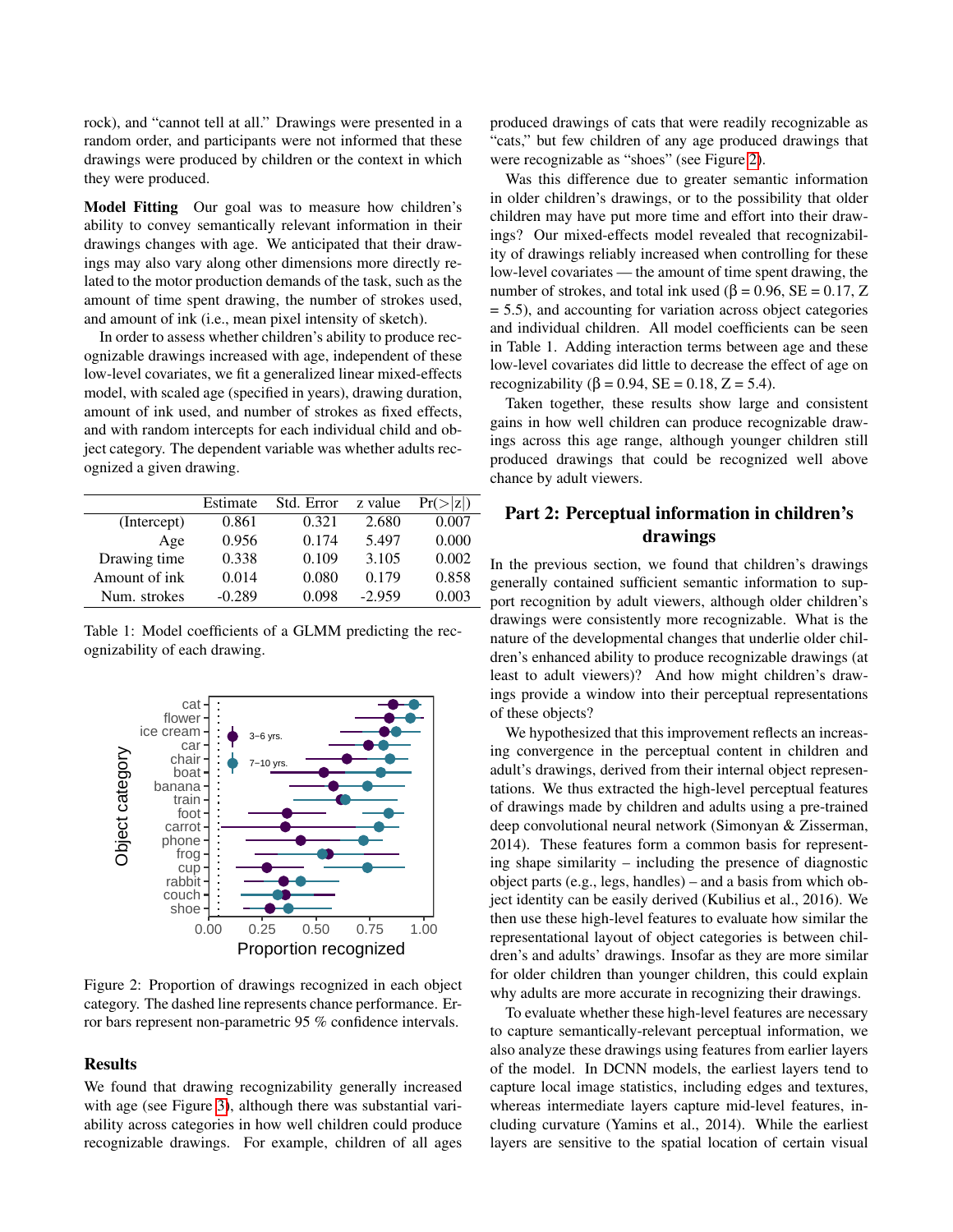rock), and "cannot tell at all." Drawings were presented in a random order, and participants were not informed that these drawings were produced by children or the context in which they were produced.

**Model Fitting** Our goal was to measure how children's ability to convey semantically relevant information in their drawings changes with age. We anticipated that their drawings may also vary along other dimensions more directly related to the motor production demands of the task, such as the amount of time spent drawing, the number of strokes used, and amount of ink (i.e., mean pixel intensity of sketch).

In order to assess whether children's ability to produce recognizable drawings increased with age, independent of these low-level covariates, we fit a generalized linear mixed-effects model, with scaled age (specified in years), drawing duration, amount of ink used, and number of strokes as fixed effects, and with random intercepts for each individual child and object category. The dependent variable was whether adults recognized a given drawing.

| | Estimate | Std. Error | z value | Pr(>\|z\|) |
|---|---|---|---|---|
| (Intercept) | 0.861 | 0.321 | 2.680 | 0.007 |
| Age | 0.956 | 0.174 | 5.497 | 0.000 |
| Drawing time | 0.338 | 0.109 | 3.105 | 0.002 |
| Amount of ink | 0.014 | 0.080 | 0.179 | 0.858 |
| Num. strokes | -0.289 | 0.098 | -2.959 | 0.003 |

Table 1: Model coefficients of a GLMM predicting the recognizability of each drawing.

Object category
cat
flower
ice cream
car
chair
boat
banana
train
foot
carrot
phone
frog
cup
rabbit
couch
shoe
3–6 yrs.
7–10 yrs.
0.00 0.25 0.50 0.75 1.00
Proportion recognized

Figure 2: Proportion of drawings recognized in each object category. The dashed line represents chance performance. Error bars represent non-parametric 95 % confidence intervals.

## Results

We found that drawing recognizability generally increased with age (see Figure 3), although there was substantial variability across categories in how well children could produce recognizable drawings. For example, children of all ages produced drawings of cats that were readily recognizable as "cats," but few children of any age produced drawings that were recognizable as "shoes" (see Figure 2).

Was this difference due to greater semantic information in older children's drawings, or to the possibility that older children may have put more time and effort into their drawings? Our mixed-effects model revealed that recognizability of drawings reliably increased when controlling for these low-level covariates — the amount of time spent drawing, the number of strokes, and total ink used ($\beta = 0.96$, SE = 0.17, Z = 5.5), and accounting for variation across object categories and individual children. All model coefficients can be seen in Table 1. Adding interaction terms between age and these low-level covariates did little to decrease the effect of age on recognizability ($\beta = 0.94$, SE = 0.18, Z = 5.4).

Taken together, these results show large and consistent gains in how well children can produce recognizable drawings across this age range, although younger children still produced drawings that could be recognized well above chance by adult viewers.

## Part 2: Perceptual information in children's drawings

In the previous section, we found that children's drawings generally contained sufficient semantic information to support recognition by adult viewers, although older children's drawings were consistently more recognizable. What is the nature of the developmental changes that underlie older children's enhanced ability to produce recognizable drawings (at least to adult viewers)? And how might children's drawings provide a window into their perceptual representations of these objects?

We hypothesized that this improvement reflects an increasing convergence in the perceptual content in children and adult's drawings, derived from their internal object representations. We thus extracted the high-level perceptual features of drawings made by children and adults using a pre-trained deep convolutional neural network (Simonyan & Zisserman, 2014). These features form a common basis for representing shape similarity – including the presence of diagnostic object parts (e.g., legs, handles) – and a basis from which object identity can be easily derived (Kubilius et al., 2016). We then use these high-level features to evaluate how similar the representational layout of object categories is between children's and adults' drawings. Insofar as they are more similar for older children than younger children, this could explain why adults are more accurate in recognizing their drawings.

To evaluate whether these high-level features are necessary to capture semantically-relevant perceptual information, we also analyze these drawings using features from earlier layers of the model. In DCNN models, the earliest layers tend to capture local image statistics, including edges and textures, whereas intermediate layers capture mid-level features, including curvature (Yamins et al., 2014). While the earliest layers are sensitive to the spatial location of certain visual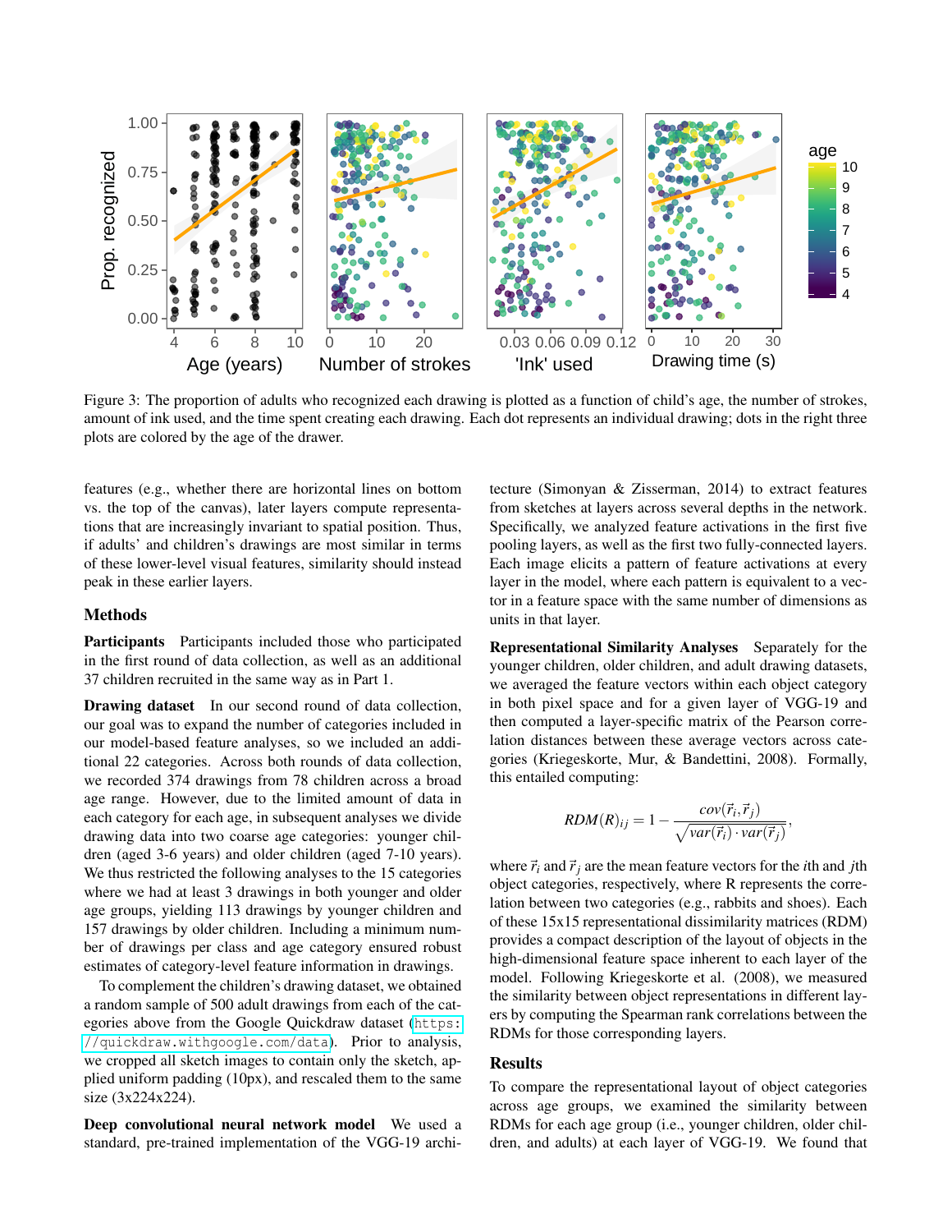Prop. recognized
1.00
0.75
0.50
0.25
0.00
4 6 8 10
Age (years)
0 10 20
Number of strokes
0.03 0.06 0.09 0.12
'Ink' used
0 10 20 30
Drawing time (s)
age
10
9
8
7
6
5
4

Figure 3: The proportion of adults who recognized each drawing is plotted as a function of child's age, the number of strokes, amount of ink used, and the time spent creating each drawing. Each dot represents an individual drawing; dots in the right three plots are colored by the age of the drawer.

features (e.g., whether there are horizontal lines on bottom vs. the top of the canvas), later layers compute representations that are increasingly invariant to spatial position. Thus, if adults' and children's drawings are most similar in terms of these lower-level visual features, similarity should instead peak in these earlier layers.

## Methods

**Participants** Participants included those who participated in the first round of data collection, as well as an additional 37 children recruited in the same way as in Part 1.

**Drawing dataset** In our second round of data collection, our goal was to expand the number of categories included in our model-based feature analyses, so we included an additional 22 categories. Across both rounds of data collection, we recorded 374 drawings from 78 children across a broad age range. However, due to the limited amount of data in each category for each age, in subsequent analyses we divide drawing data into two coarse age categories: younger children (aged 3-6 years) and older children (aged 7-10 years). We thus restricted the following analyses to the 15 categories where we had at least 3 drawings in both younger and older age groups, yielding 113 drawings by younger children and 157 drawings by older children. Including a minimum number of drawings per class and age category ensured robust estimates of category-level feature information in drawings.

To complement the children's drawing dataset, we obtained a random sample of 500 adult drawings from each of the categories above from the Google Quickdraw dataset (https://quickdraw.withgoogle.com/data). Prior to analysis, we cropped all sketch images to contain only the sketch, applied uniform padding (10px), and rescaled them to the same size (3x224x224).

**Deep convolutional neural network model** We used a standard, pre-trained implementation of the VGG-19 architecture (Simonyan & Zisserman, 2014) to extract features from sketches at layers across several depths in the network. Specifically, we analyzed feature activations in the first five pooling layers, as well as the first two fully-connected layers. Each image elicits a pattern of feature activations at every layer in the model, where each pattern is equivalent to a vector in a feature space with the same number of dimensions as units in that layer.

**Representational Similarity Analyses** Separately for the younger children, older children, and adult drawing datasets, we averaged the feature vectors within each object category in both pixel space and for a given layer of VGG-19 and then computed a layer-specific matrix of the Pearson correlation distances between these average vectors across categories (Kriegeskorte, Mur, & Bandettini, 2008). Formally, this entailed computing:

$$RDM(R)_{ij} = 1 - \frac{cov(\vec{r}_i, \vec{r}_j)}{\sqrt{var(\vec{r}_i) \cdot var(\vec{r}_j)}},$$

where $\vec{r}_i$ and $\vec{r}_j$ are the mean feature vectors for the $i$th and $j$th object categories, respectively, where R represents the correlation between two categories (e.g., rabbits and shoes). Each of these 15x15 representational dissimilarity matrices (RDM) provides a compact description of the layout of objects in the high-dimensional feature space inherent to each layer of the model. Following Kriegeskorte et al. (2008), we measured the similarity between object representations in different layers by computing the Spearman rank correlations between the RDMs for those corresponding layers.

## Results

To compare the representational layout of object categories across age groups, we examined the similarity between RDMs for each age group (i.e., younger children, older children, and adults) at each layer of VGG-19. We found that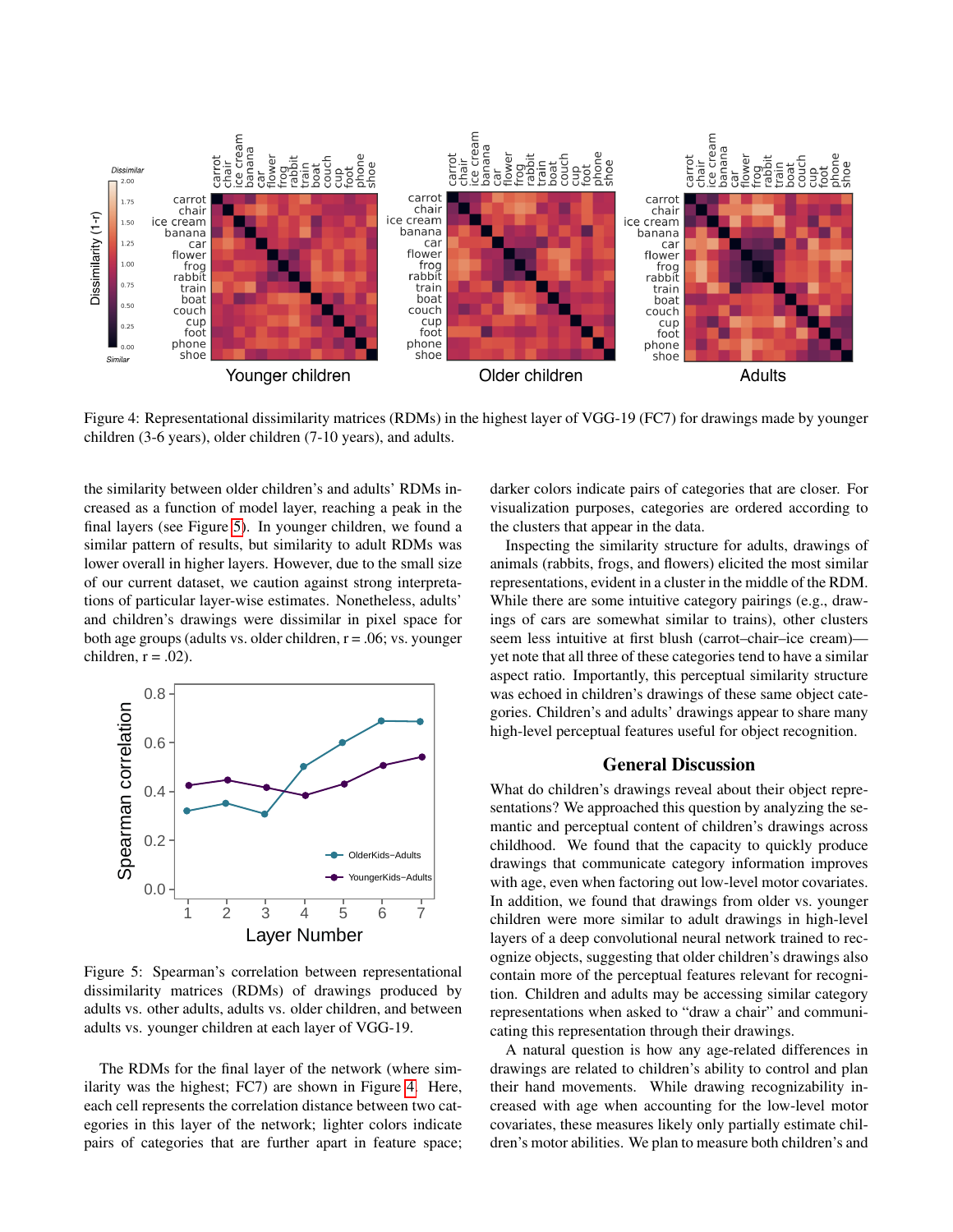Dissimilar

Dissimilarity (1-r)

2.00
1.75
1.50
1.25
1.00
0.75
0.50
0.25
0.00

Similar

carrot
chair
ice cream
banana
car
flower
frog
rabbit
train
boat
couch
cup
foot
phone
shoe

Younger children

Older children

Adults

Figure 4: Representational dissimilarity matrices (RDMs) in the highest layer of VGG-19 (FC7) for drawings made by younger children (3-6 years), older children (7-10 years), and adults.

the similarity between older children's and adults' RDMs increased as a function of model layer, reaching a peak in the final layers (see Figure 5). In younger children, we found a similar pattern of results, but similarity to adult RDMs was lower overall in higher layers. However, due to the small size of our current dataset, we caution against strong interpretations of particular layer-wise estimates. Nonetheless, adults' and children's drawings were dissimilar in pixel space for both age groups (adults vs. older children, r = .06; vs. younger children, r = .02).

Spearman correlation

0.0
0.2
0.4
0.6
0.8

Layer Number

1
2
3
4
5
6
7

OlderKids–Adults

YoungerKids–Adults

Figure 5: Spearman's correlation between representational dissimilarity matrices (RDMs) of drawings produced by adults vs. other adults, adults vs. older children, and between adults vs. younger children at each layer of VGG-19.

The RDMs for the final layer of the network (where similarity was the highest; FC7) are shown in Figure 4. Here, each cell represents the correlation distance between two categories in this layer of the network; lighter colors indicate pairs of categories that are further apart in feature space; darker colors indicate pairs of categories that are closer. For visualization purposes, categories are ordered according to the clusters that appear in the data.

Inspecting the similarity structure for adults, drawings of animals (rabbits, frogs, and flowers) elicited the most similar representations, evident in a cluster in the middle of the RDM. While there are some intuitive category pairings (e.g., drawings of cars are somewhat similar to trains), other clusters seem less intuitive at first blush (carrot–chair–ice cream)—yet note that all three of these categories tend to have a similar aspect ratio. Importantly, this perceptual similarity structure was echoed in children's drawings of these same object categories. Children's and adults' drawings appear to share many high-level perceptual features useful for object recognition.

## General Discussion

What do children's drawings reveal about their object representations? We approached this question by analyzing the semantic and perceptual content of children's drawings across childhood. We found that the capacity to quickly produce drawings that communicate category information improves with age, even when factoring out low-level motor covariates. In addition, we found that drawings from older vs. younger children were more similar to adult drawings in high-level layers of a deep convolutional neural network trained to recognize objects, suggesting that older children's drawings also contain more of the perceptual features relevant for recognition. Children and adults may be accessing similar category representations when asked to "draw a chair" and communicating this representation through their drawings.

A natural question is how any age-related differences in drawings are related to children's ability to control and plan their hand movements. While drawing recognizability increased with age when accounting for the low-level motor covariates, these measures likely only partially estimate children's motor abilities. We plan to measure both children's and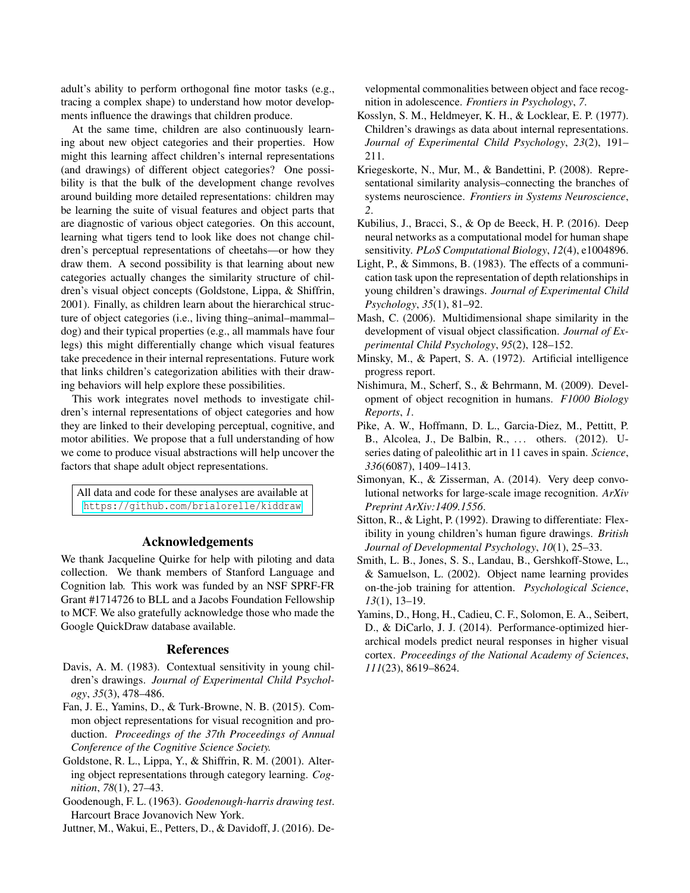adult's ability to perform orthogonal fine motor tasks (e.g., tracing a complex shape) to understand how motor developments influence the drawings that children produce.

At the same time, children are also continuously learning about new object categories and their properties. How might this learning affect children's internal representations (and drawings) of different object categories? One possibility is that the bulk of the development change revolves around building more detailed representations: children may be learning the suite of visual features and object parts that are diagnostic of various object categories. On this account, learning what tigers tend to look like does not change children's perceptual representations of cheetahs—or how they draw them. A second possibility is that learning about new categories actually changes the similarity structure of children's visual object concepts (Goldstone, Lippa, & Shiffrin, 2001). Finally, as children learn about the hierarchical structure of object categories (i.e., living thing–animal–mammal–dog) and their typical properties (e.g., all mammals have four legs) this might differentially change which visual features take precedence in their internal representations. Future work that links children's categorization abilities with their drawing behaviors will help explore these possibilities.

This work integrates novel methods to investigate children's internal representations of object categories and how they are linked to their developing perceptual, cognitive, and motor abilities. We propose that a full understanding of how we come to produce visual abstractions will help uncover the factors that shape adult object representations.

All data and code for these analyses are available at https://github.com/brialorelle/kiddraw

## Acknowledgements

We thank Jacqueline Quirke for help with piloting and data collection. We thank members of Stanford Language and Cognition lab. This work was funded by an NSF SPRF-FR Grant #1714726 to BLL and a Jacobs Foundation Fellowship to MCF. We also gratefully acknowledge those who made the Google QuickDraw database available.

## References

Davis, A. M. (1983). Contextual sensitivity in young children's drawings. *Journal of Experimental Child Psychology*, *35*(3), 478–486.

Fan, J. E., Yamins, D., & Turk-Browne, N. B. (2015). Common object representations for visual recognition and production. *Proceedings of the 37th Proceedings of Annual Conference of the Cognitive Science Society.*

Goldstone, R. L., Lippa, Y., & Shiffrin, R. M. (2001). Altering object representations through category learning. *Cognition*, *78*(1), 27–43.

Goodenough, F. L. (1963). *Goodenough-harris drawing test*. Harcourt Brace Jovanovich New York.

Juttner, M., Wakui, E., Petters, D., & Davidoff, J. (2016). Developmental commonalities between object and face recognition in adolescence. *Frontiers in Psychology*, *7*.

Kosslyn, S. M., Heldmeyer, K. H., & Locklear, E. P. (1977). Children's drawings as data about internal representations. *Journal of Experimental Child Psychology*, *23*(2), 191–211.

Kriegeskorte, N., Mur, M., & Bandettini, P. (2008). Representational similarity analysis–connecting the branches of systems neuroscience. *Frontiers in Systems Neuroscience*, *2*.

Kubilius, J., Bracci, S., & Op de Beeck, H. P. (2016). Deep neural networks as a computational model for human shape sensitivity. *PLoS Computational Biology*, *12*(4), e1004896.

Light, P., & Simmons, B. (1983). The effects of a communication task upon the representation of depth relationships in young children's drawings. *Journal of Experimental Child Psychology*, *35*(1), 81–92.

Mash, C. (2006). Multidimensional shape similarity in the development of visual object classification. *Journal of Experimental Child Psychology*, *95*(2), 128–152.

Minsky, M., & Papert, S. A. (1972). Artificial intelligence progress report.

Nishimura, M., Scherf, S., & Behrmann, M. (2009). Development of object recognition in humans. *F1000 Biology Reports*, *1*.

Pike, A. W., Hoffmann, D. L., Garcia-Diez, M., Pettitt, P. B., Alcolea, J., De Balbin, R., ... others. (2012). U-series dating of paleolithic art in 11 caves in spain. *Science*, *336*(6087), 1409–1413.

Simonyan, K., & Zisserman, A. (2014). Very deep convolutional networks for large-scale image recognition. *ArXiv Preprint ArXiv:1409.1556*.

Sitton, R., & Light, P. (1992). Drawing to differentiate: Flexibility in young children's human figure drawings. *British Journal of Developmental Psychology*, *10*(1), 25–33.

Smith, L. B., Jones, S. S., Landau, B., Gershkoff-Stowe, L., & Samuelson, L. (2002). Object name learning provides on-the-job training for attention. *Psychological Science*, *13*(1), 13–19.

Yamins, D., Hong, H., Cadieu, C. F., Solomon, E. A., Seibert, D., & DiCarlo, J. J. (2014). Performance-optimized hierarchical models predict neural responses in higher visual cortex. *Proceedings of the National Academy of Sciences*, *111*(23), 8619–8624.